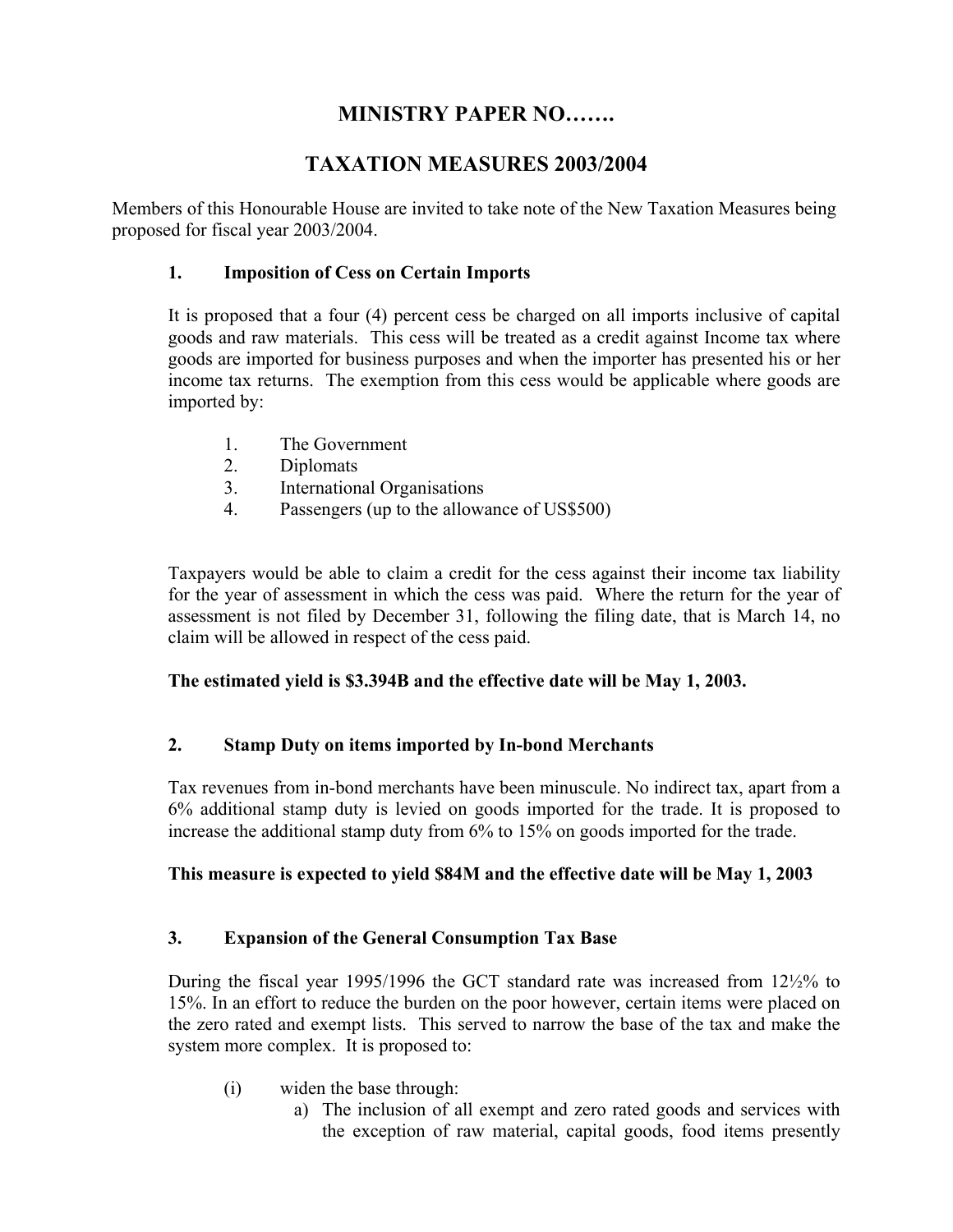# MINISTRY PAPER NO…….

# TAXATION MEASURES 2003/2004

Members of this Honourable House are invited to take note of the New Taxation Measures being proposed for fiscal year 2003/2004.

### 1. Imposition of Cess on Certain Imports

It is proposed that a four (4) percent cess be charged on all imports inclusive of capital goods and raw materials. This cess will be treated as a credit against Income tax where goods are imported for business purposes and when the importer has presented his or her income tax returns. The exemption from this cess would be applicable where goods are imported by:

1. The Government
2. Diplomats
3. International Organisations
4. Passengers (up to the allowance of US$500)

Taxpayers would be able to claim a credit for the cess against their income tax liability for the year of assessment in which the cess was paid. Where the return for the year of assessment is not filed by December 31, following the filing date, that is March 14, no claim will be allowed in respect of the cess paid.

**The estimated yield is $3.394B and the effective date will be May 1, 2003.**

### 2. Stamp Duty on items imported by In-bond Merchants

Tax revenues from in-bond merchants have been minuscule. No indirect tax, apart from a 6% additional stamp duty is levied on goods imported for the trade. It is proposed to increase the additional stamp duty from 6% to 15% on goods imported for the trade.

**This measure is expected to yield $84M and the effective date will be May 1, 2003**

### 3. Expansion of the General Consumption Tax Base

During the fiscal year 1995/1996 the GCT standard rate was increased from 12½% to 15%. In an effort to reduce the burden on the poor however, certain items were placed on the zero rated and exempt lists. This served to narrow the base of the tax and make the system more complex. It is proposed to:

(i) widen the base through:

a) The inclusion of all exempt and zero rated goods and services with the exception of raw material, capital goods, food items presently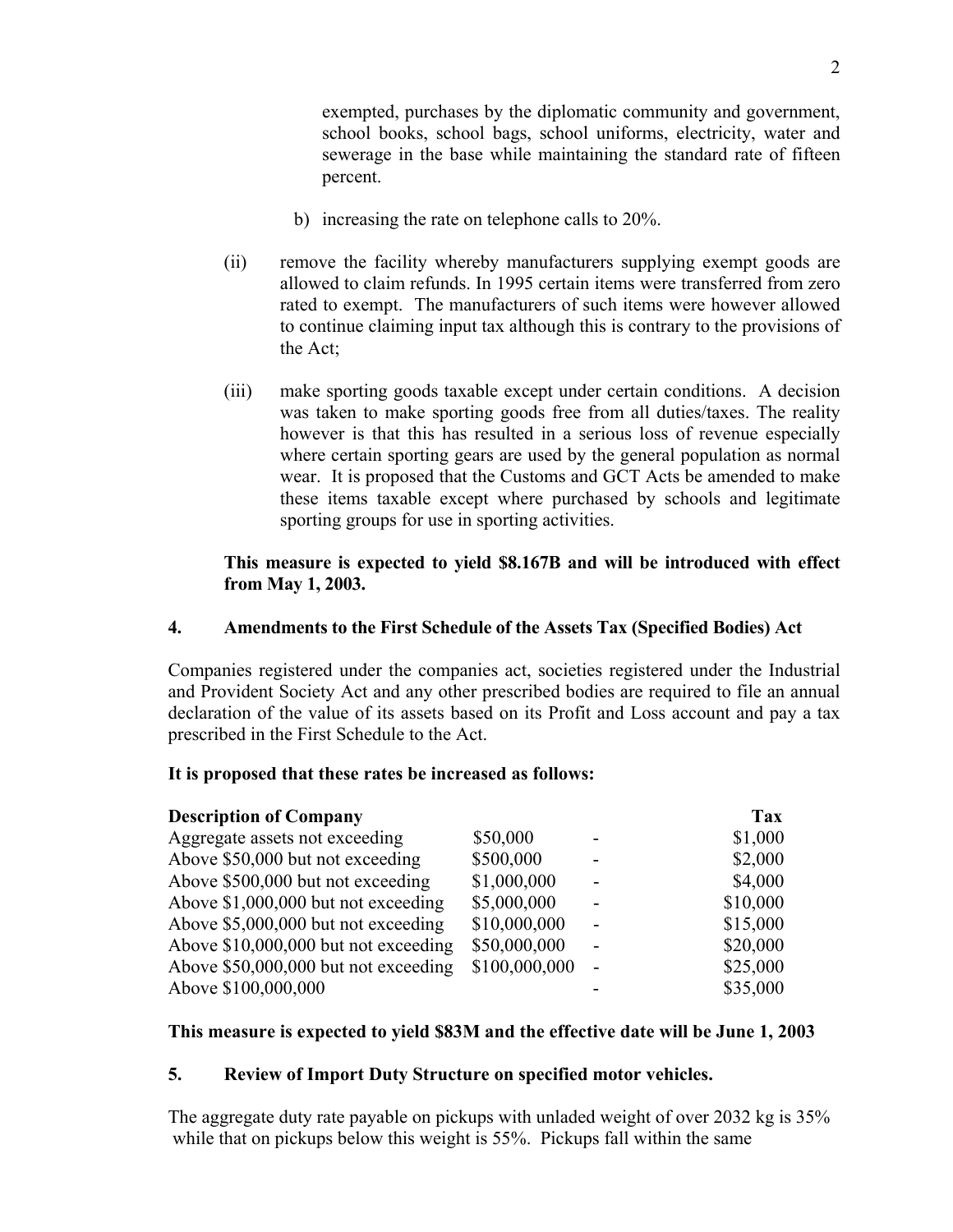exempted, purchases by the diplomatic community and government, school books, school bags, school uniforms, electricity, water and sewerage in the base while maintaining the standard rate of fifteen percent.

b) increasing the rate on telephone calls to 20%.

(ii) remove the facility whereby manufacturers supplying exempt goods are allowed to claim refunds. In 1995 certain items were transferred from zero rated to exempt. The manufacturers of such items were however allowed to continue claiming input tax although this is contrary to the provisions of the Act;

(iii) make sporting goods taxable except under certain conditions. A decision was taken to make sporting goods free from all duties/taxes. The reality however is that this has resulted in a serious loss of revenue especially where certain sporting gears are used by the general population as normal wear. It is proposed that the Customs and GCT Acts be amended to make these items taxable except where purchased by schools and legitimate sporting groups for use in sporting activities.

**This measure is expected to yield $8.167B and will be introduced with effect from May 1, 2003.**

## 4. Amendments to the First Schedule of the Assets Tax (Specified Bodies) Act

Companies registered under the companies act, societies registered under the Industrial and Provident Society Act and any other prescribed bodies are required to file an annual declaration of the value of its assets based on its Profit and Loss account and pay a tax prescribed in the First Schedule to the Act.

**It is proposed that these rates be increased as follows:**

| Description of Company | | | Tax |
|---|---|---|---|
| Aggregate assets not exceeding | $50,000 | - | $1,000 |
| Above $50,000 but not exceeding | $500,000 | - | $2,000 |
| Above $500,000 but not exceeding | $1,000,000 | - | $4,000 |
| Above $1,000,000 but not exceeding | $5,000,000 | - | $10,000 |
| Above $5,000,000 but not exceeding | $10,000,000 | - | $15,000 |
| Above $10,000,000 but not exceeding | $50,000,000 | - | $20,000 |
| Above $50,000,000 but not exceeding | $100,000,000 | - | $25,000 |
| Above $100,000,000 | | - | $35,000 |

**This measure is expected to yield $83M and the effective date will be June 1, 2003**

## 5. Review of Import Duty Structure on specified motor vehicles.

The aggregate duty rate payable on pickups with unladed weight of over 2032 kg is 35% while that on pickups below this weight is 55%. Pickups fall within the same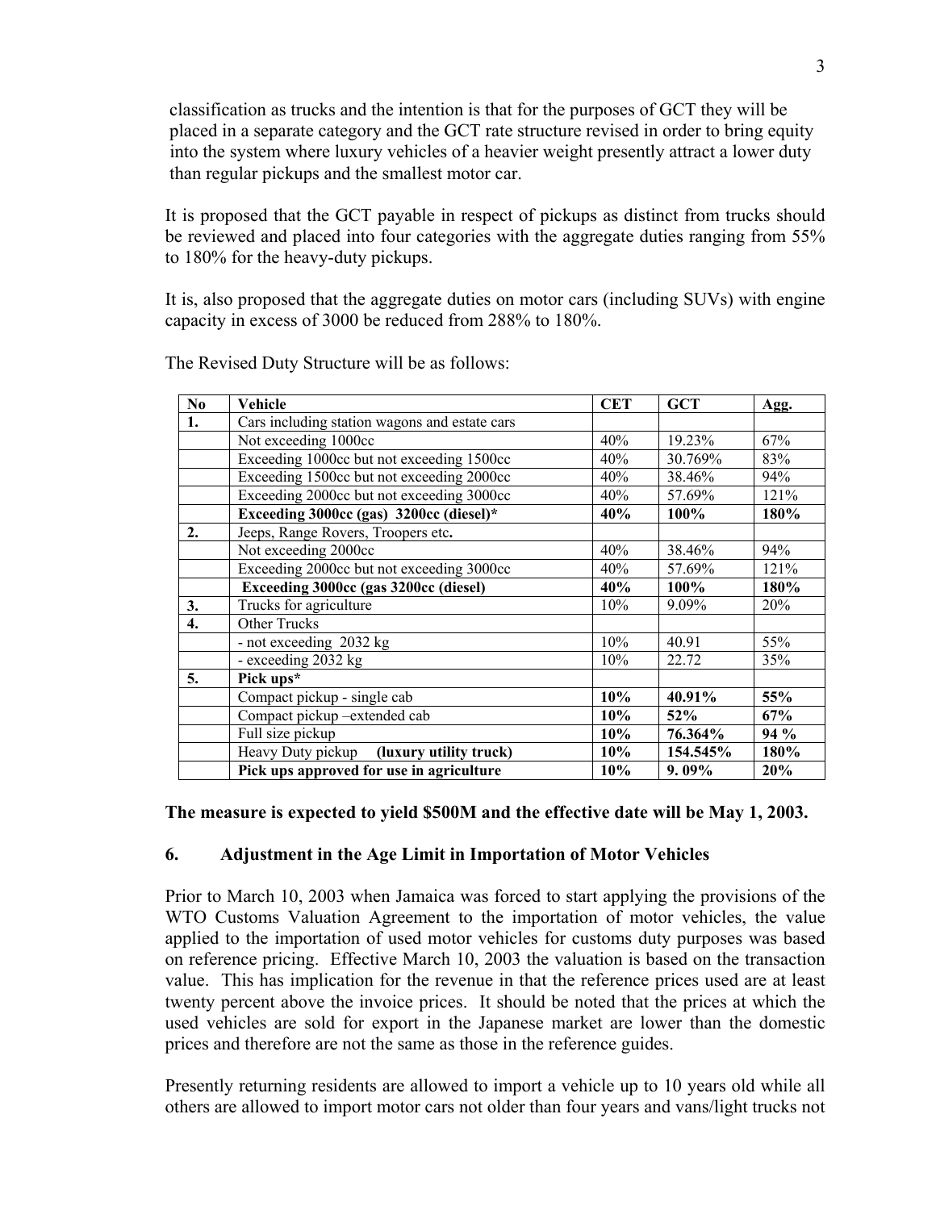classification as trucks and the intention is that for the purposes of GCT they will be placed in a separate category and the GCT rate structure revised in order to bring equity into the system where luxury vehicles of a heavier weight presently attract a lower duty than regular pickups and the smallest motor car.

It is proposed that the GCT payable in respect of pickups as distinct from trucks should be reviewed and placed into four categories with the aggregate duties ranging from 55% to 180% for the heavy-duty pickups.

It is, also proposed that the aggregate duties on motor cars (including SUVs) with engine capacity in excess of 3000 be reduced from 288% to 180%.

The Revised Duty Structure will be as follows:

| No | Vehicle | CET | GCT | Agg. |
|---|---|---|---|---|
| 1. | Cars including station wagons and estate cars | | | |
| | Not exceeding 1000cc | 40% | 19.23% | 67% |
| | Exceeding 1000cc but not exceeding 1500cc | 40% | 30.769% | 83% |
| | Exceeding 1500cc but not exceeding 2000cc | 40% | 38.46% | 94% |
| | Exceeding 2000cc but not exceeding 3000cc | 40% | 57.69% | 121% |
| | **Exceeding 3000cc (gas) 3200cc (diesel)*** | **40%** | **100%** | **180%** |
| 2. | Jeeps, Range Rovers, Troopers etc. | | | |
| | Not exceeding 2000cc | 40% | 38.46% | 94% |
| | Exceeding 2000cc but not exceeding 3000cc | 40% | 57.69% | 121% |
| | **Exceeding 3000cc (gas 3200cc (diesel)** | **40%** | **100%** | **180%** |
| 3. | Trucks for agriculture | 10% | 9.09% | 20% |
| 4. | Other Trucks | | | |
| | - not exceeding 2032 kg | 10% | 40.91 | 55% |
| | - exceeding 2032 kg | 10% | 22.72 | 35% |
| 5. | **Pick ups*** | | | |
| | Compact pickup - single cab | **10%** | **40.91%** | **55%** |
| | Compact pickup –extended cab | **10%** | **52%** | **67%** |
| | Full size pickup | **10%** | **76.364%** | **94 %** |
| | Heavy Duty pickup **(luxury utility truck)** | **10%** | **154.545%** | **180%** |
| | **Pick ups approved for use in agriculture** | **10%** | **9. 09%** | **20%** |

**The measure is expected to yield $500M and the effective date will be May 1, 2003.**

### 6. Adjustment in the Age Limit in Importation of Motor Vehicles

Prior to March 10, 2003 when Jamaica was forced to start applying the provisions of the WTO Customs Valuation Agreement to the importation of motor vehicles, the value applied to the importation of used motor vehicles for customs duty purposes was based on reference pricing. Effective March 10, 2003 the valuation is based on the transaction value. This has implication for the revenue in that the reference prices used are at least twenty percent above the invoice prices. It should be noted that the prices at which the used vehicles are sold for export in the Japanese market are lower than the domestic prices and therefore are not the same as those in the reference guides.

Presently returning residents are allowed to import a vehicle up to 10 years old while all others are allowed to import motor cars not older than four years and vans/light trucks not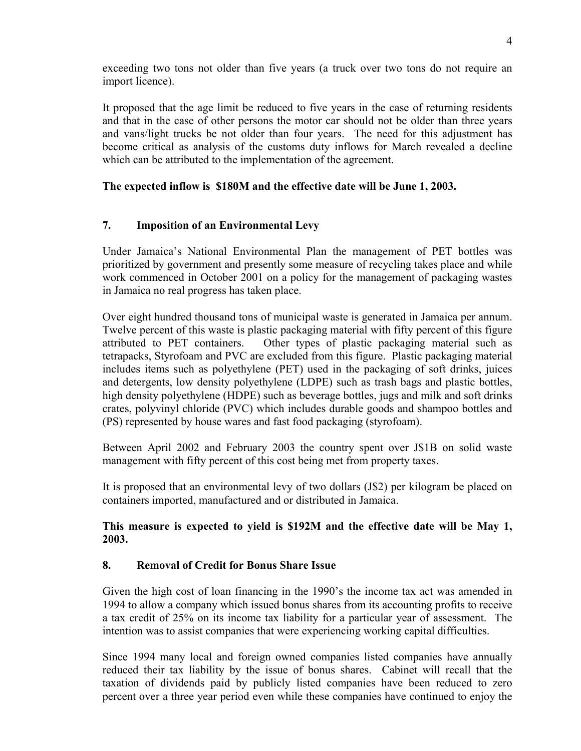exceeding two tons not older than five years (a truck over two tons do not require an import licence).

It proposed that the age limit be reduced to five years in the case of returning residents and that in the case of other persons the motor car should not be older than three years and vans/light trucks be not older than four years. The need for this adjustment has become critical as analysis of the customs duty inflows for March revealed a decline which can be attributed to the implementation of the agreement.

**The expected inflow is $180M and the effective date will be June 1, 2003.**

## 7. Imposition of an Environmental Levy

Under Jamaica's National Environmental Plan the management of PET bottles was prioritized by government and presently some measure of recycling takes place and while work commenced in October 2001 on a policy for the management of packaging wastes in Jamaica no real progress has taken place.

Over eight hundred thousand tons of municipal waste is generated in Jamaica per annum. Twelve percent of this waste is plastic packaging material with fifty percent of this figure attributed to PET containers. Other types of plastic packaging material such as tetrapacks, Styrofoam and PVC are excluded from this figure. Plastic packaging material includes items such as polyethylene (PET) used in the packaging of soft drinks, juices and detergents, low density polyethylene (LDPE) such as trash bags and plastic bottles, high density polyethylene (HDPE) such as beverage bottles, jugs and milk and soft drinks crates, polyvinyl chloride (PVC) which includes durable goods and shampoo bottles and (PS) represented by house wares and fast food packaging (styrofoam).

Between April 2002 and February 2003 the country spent over J$1B on solid waste management with fifty percent of this cost being met from property taxes.

It is proposed that an environmental levy of two dollars (J$2) per kilogram be placed on containers imported, manufactured and or distributed in Jamaica.

**This measure is expected to yield is $192M and the effective date will be May 1, 2003.**

## 8. Removal of Credit for Bonus Share Issue

Given the high cost of loan financing in the 1990's the income tax act was amended in 1994 to allow a company which issued bonus shares from its accounting profits to receive a tax credit of 25% on its income tax liability for a particular year of assessment. The intention was to assist companies that were experiencing working capital difficulties.

Since 1994 many local and foreign owned companies listed companies have annually reduced their tax liability by the issue of bonus shares. Cabinet will recall that the taxation of dividends paid by publicly listed companies have been reduced to zero percent over a three year period even while these companies have continued to enjoy the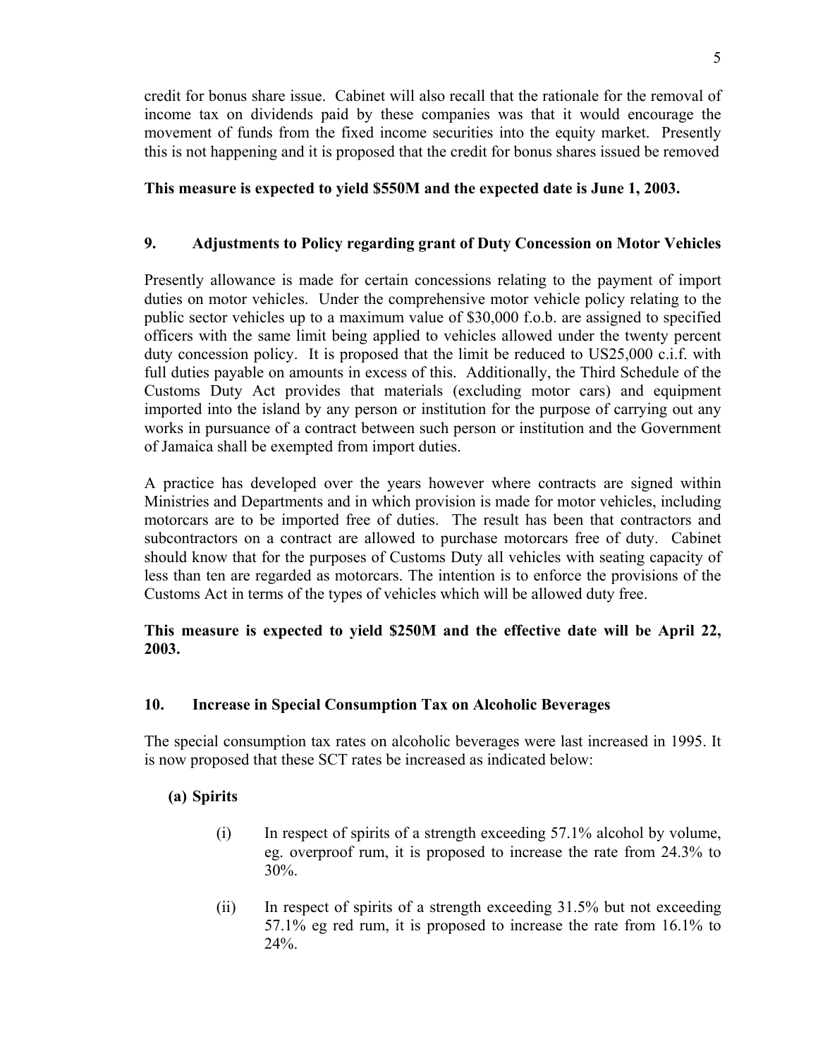credit for bonus share issue. Cabinet will also recall that the rationale for the removal of income tax on dividends paid by these companies was that it would encourage the movement of funds from the fixed income securities into the equity market. Presently this is not happening and it is proposed that the credit for bonus shares issued be removed

**This measure is expected to yield $550M and the expected date is June 1, 2003.**

### 9. Adjustments to Policy regarding grant of Duty Concession on Motor Vehicles

Presently allowance is made for certain concessions relating to the payment of import duties on motor vehicles. Under the comprehensive motor vehicle policy relating to the public sector vehicles up to a maximum value of $30,000 f.o.b. are assigned to specified officers with the same limit being applied to vehicles allowed under the twenty percent duty concession policy. It is proposed that the limit be reduced to US25,000 c.i.f. with full duties payable on amounts in excess of this. Additionally, the Third Schedule of the Customs Duty Act provides that materials (excluding motor cars) and equipment imported into the island by any person or institution for the purpose of carrying out any works in pursuance of a contract between such person or institution and the Government of Jamaica shall be exempted from import duties.

A practice has developed over the years however where contracts are signed within Ministries and Departments and in which provision is made for motor vehicles, including motorcars are to be imported free of duties. The result has been that contractors and subcontractors on a contract are allowed to purchase motorcars free of duty. Cabinet should know that for the purposes of Customs Duty all vehicles with seating capacity of less than ten are regarded as motorcars. The intention is to enforce the provisions of the Customs Act in terms of the types of vehicles which will be allowed duty free.

**This measure is expected to yield $250M and the effective date will be April 22, 2003.**

### 10. Increase in Special Consumption Tax on Alcoholic Beverages

The special consumption tax rates on alcoholic beverages were last increased in 1995. It is now proposed that these SCT rates be increased as indicated below:

**(a) Spirits**

(i) In respect of spirits of a strength exceeding 57.1% alcohol by volume, eg. overproof rum, it is proposed to increase the rate from 24.3% to 30%.

(ii) In respect of spirits of a strength exceeding 31.5% but not exceeding 57.1% eg red rum, it is proposed to increase the rate from 16.1% to 24%.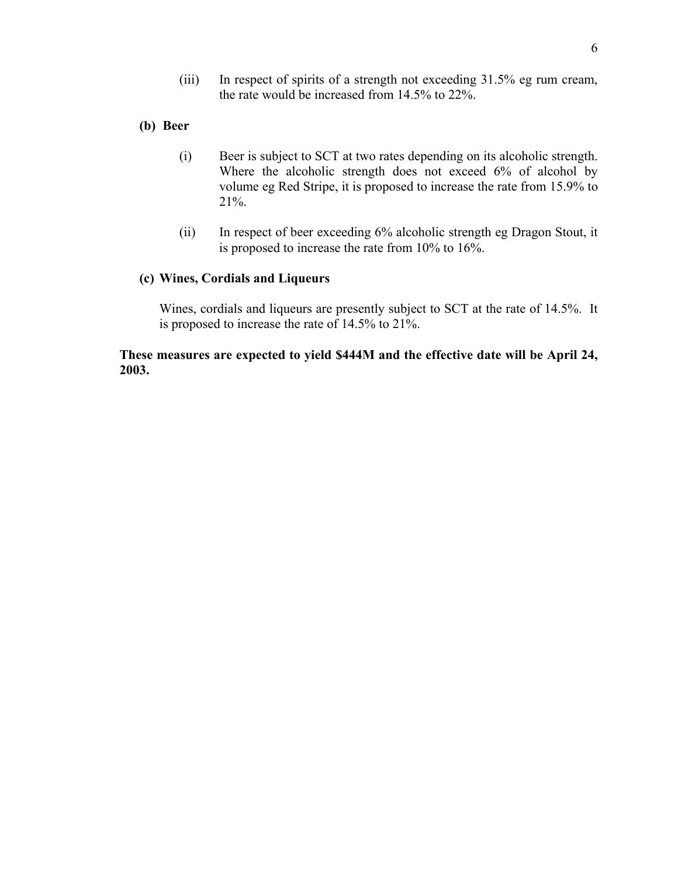(iii) In respect of spirits of a strength not exceeding 31.5% eg rum cream, the rate would be increased from 14.5% to 22%.

**(b) Beer**

(i) Beer is subject to SCT at two rates depending on its alcoholic strength. Where the alcoholic strength does not exceed 6% of alcohol by volume eg Red Stripe, it is proposed to increase the rate from 15.9% to 21%.

(ii) In respect of beer exceeding 6% alcoholic strength eg Dragon Stout, it is proposed to increase the rate from 10% to 16%.

**(c) Wines, Cordials and Liqueurs**

Wines, cordials and liqueurs are presently subject to SCT at the rate of 14.5%. It is proposed to increase the rate of 14.5% to 21%.

**These measures are expected to yield $444M and the effective date will be April 24, 2003.**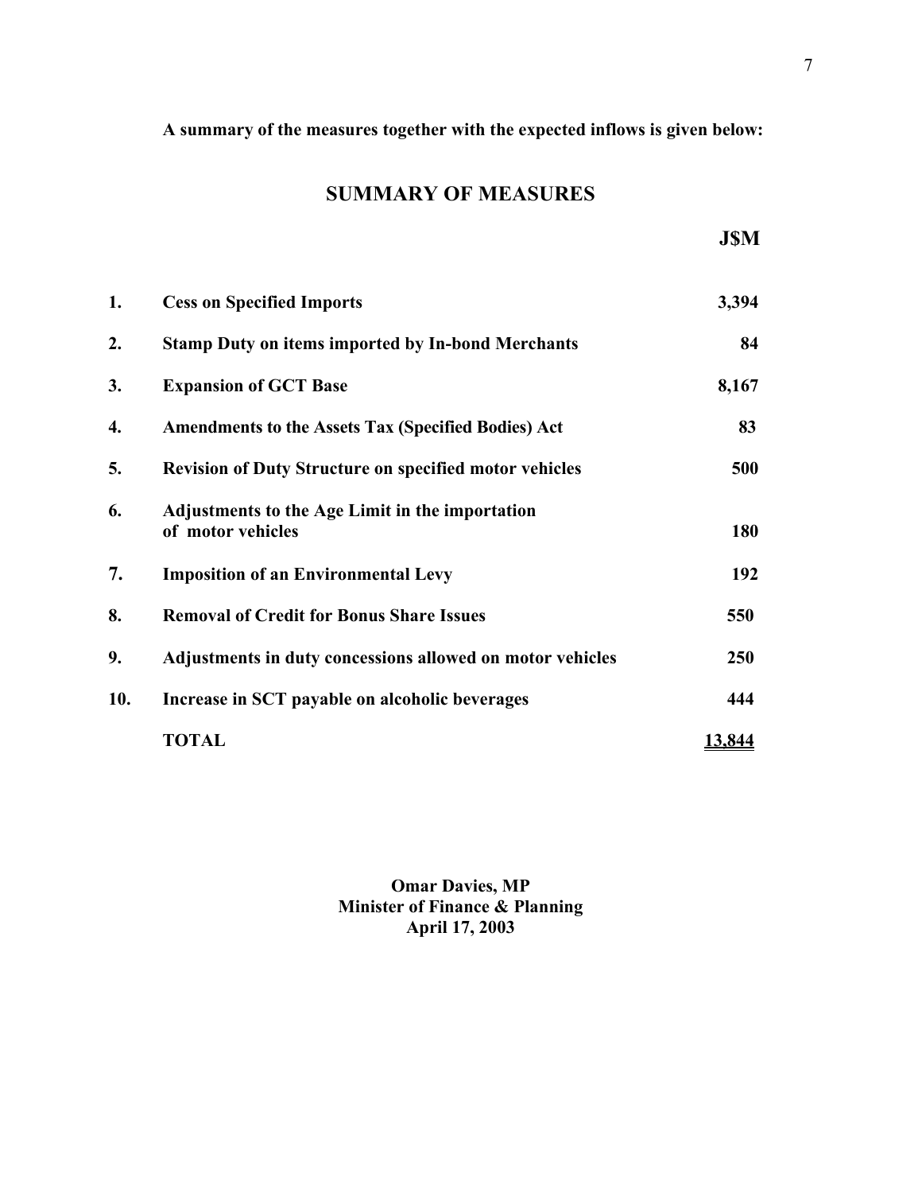**A summary of the measures together with the expected inflows is given below:**

## SUMMARY OF MEASURES

| | | J$M |
|---|---|---|
| 1. | Cess on Specified Imports | 3,394 |
| 2. | Stamp Duty on items imported by In-bond Merchants | 84 |
| 3. | Expansion of GCT Base | 8,167 |
| 4. | Amendments to the Assets Tax (Specified Bodies) Act | 83 |
| 5. | Revision of Duty Structure on specified motor vehicles | 500 |
| 6. | Adjustments to the Age Limit in the importation of motor vehicles | 180 |
| 7. | Imposition of an Environmental Levy | 192 |
| 8. | Removal of Credit for Bonus Share Issues | 550 |
| 9. | Adjustments in duty concessions allowed on motor vehicles | 250 |
| 10. | Increase in SCT payable on alcoholic beverages | 444 |
| | TOTAL | 13,844 |

**Omar Davies, MP**
**Minister of Finance & Planning**
**April 17, 2003**